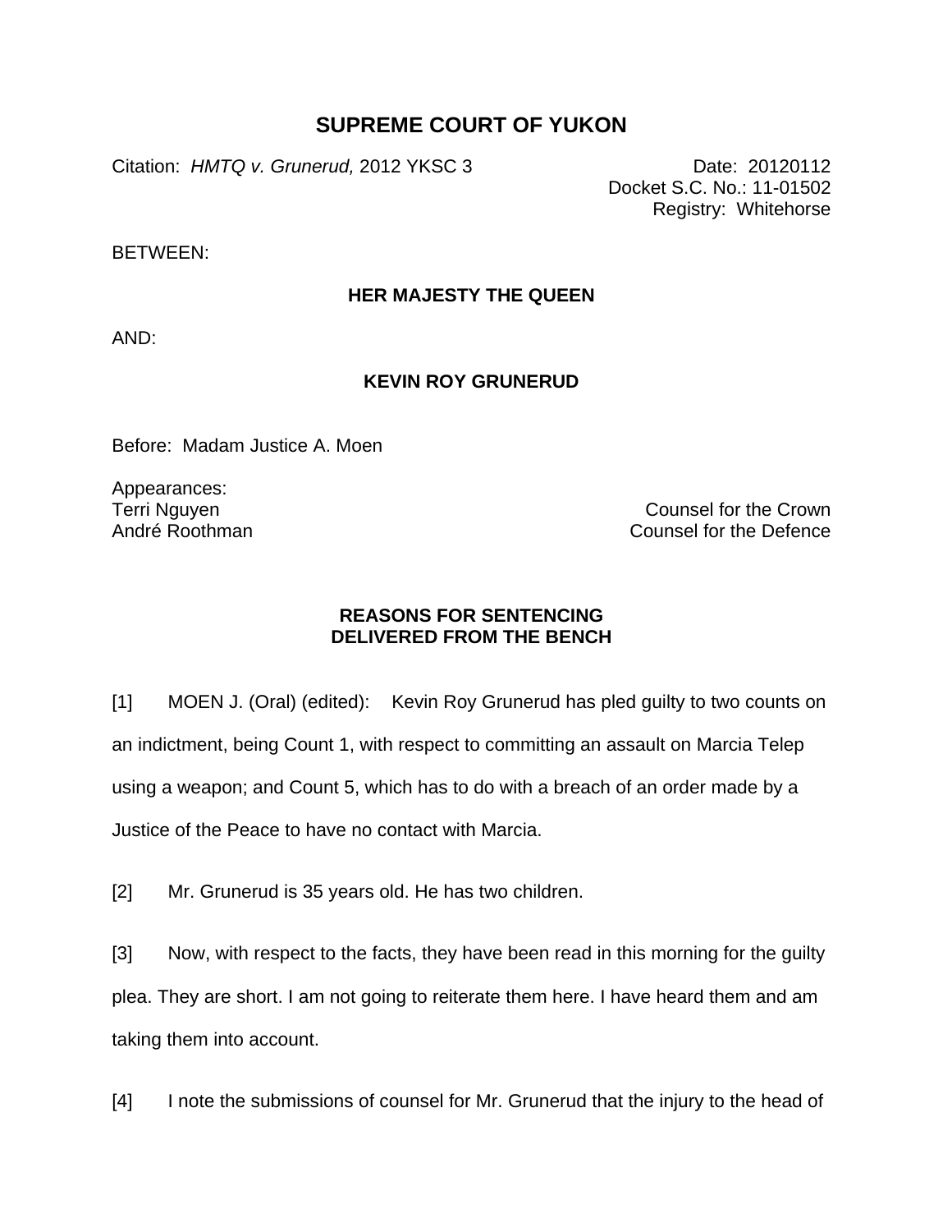# SUPREME COURT OF YUKON

Citation: *HMTQ v. Grunerud,* 2012 YKSC 3

Date: 20120112
Docket S.C. No.: 11-01502
Registry: Whitehorse

BETWEEN:

**HER MAJESTY THE QUEEN**

AND:

**KEVIN ROY GRUNERUD**

Before: Madam Justice A. Moen

Appearances:

Terri Nguyen — Counsel for the Crown
André Roothman — Counsel for the Defence

**REASONS FOR SENTENCING DELIVERED FROM THE BENCH**

[1] MOEN J. (Oral) (edited): Kevin Roy Grunerud has pled guilty to two counts on an indictment, being Count 1, with respect to committing an assault on Marcia Telep using a weapon; and Count 5, which has to do with a breach of an order made by a Justice of the Peace to have no contact with Marcia.

[2] Mr. Grunerud is 35 years old. He has two children.

[3] Now, with respect to the facts, they have been read in this morning for the guilty plea. They are short. I am not going to reiterate them here. I have heard them and am taking them into account.

[4] I note the submissions of counsel for Mr. Grunerud that the injury to the head of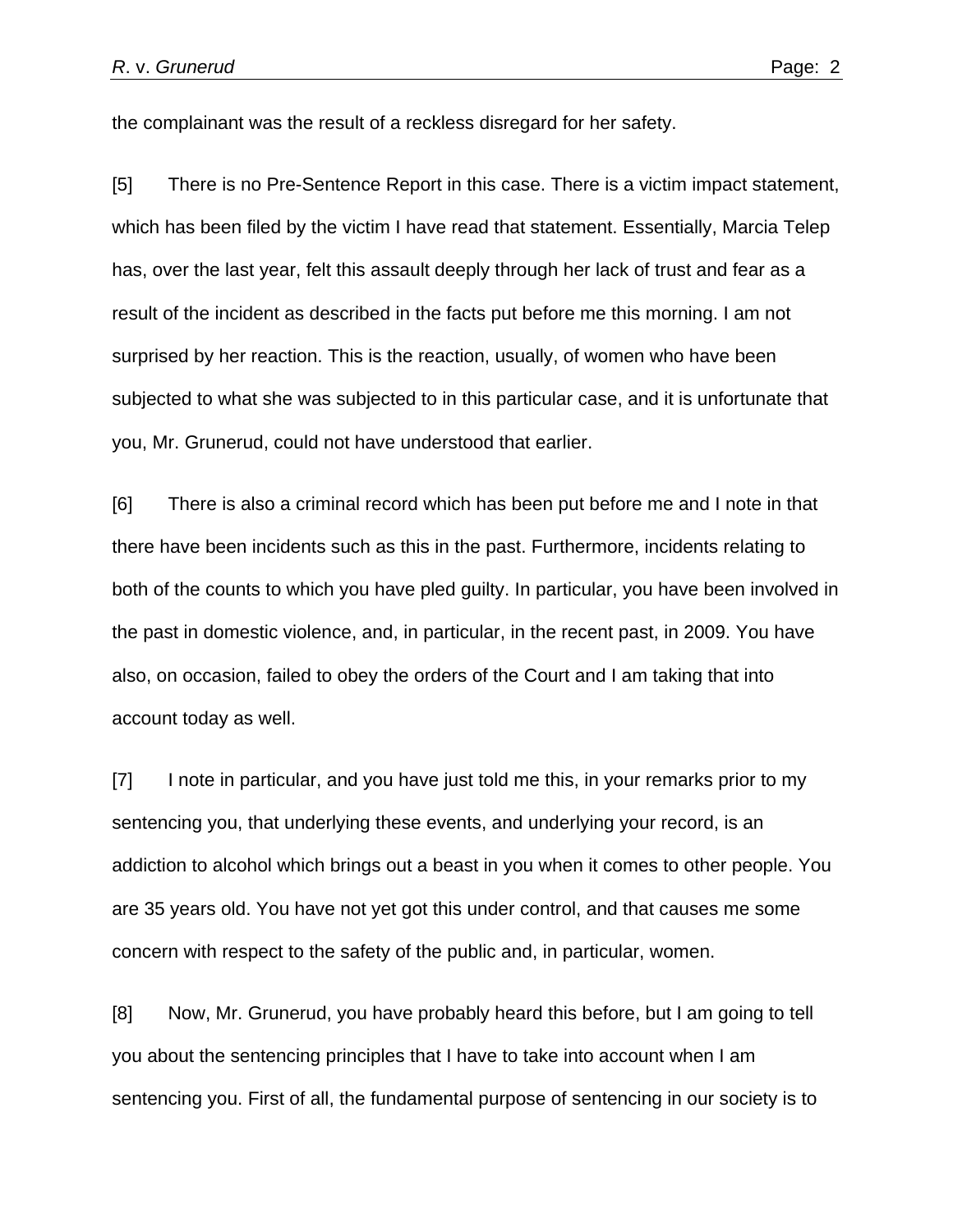the complainant was the result of a reckless disregard for her safety.

[5] There is no Pre-Sentence Report in this case. There is a victim impact statement, which has been filed by the victim I have read that statement. Essentially, Marcia Telep has, over the last year, felt this assault deeply through her lack of trust and fear as a result of the incident as described in the facts put before me this morning. I am not surprised by her reaction. This is the reaction, usually, of women who have been subjected to what she was subjected to in this particular case, and it is unfortunate that you, Mr. Grunerud, could not have understood that earlier.

[6] There is also a criminal record which has been put before me and I note in that there have been incidents such as this in the past. Furthermore, incidents relating to both of the counts to which you have pled guilty. In particular, you have been involved in the past in domestic violence, and, in particular, in the recent past, in 2009. You have also, on occasion, failed to obey the orders of the Court and I am taking that into account today as well.

[7] I note in particular, and you have just told me this, in your remarks prior to my sentencing you, that underlying these events, and underlying your record, is an addiction to alcohol which brings out a beast in you when it comes to other people. You are 35 years old. You have not yet got this under control, and that causes me some concern with respect to the safety of the public and, in particular, women.

[8] Now, Mr. Grunerud, you have probably heard this before, but I am going to tell you about the sentencing principles that I have to take into account when I am sentencing you. First of all, the fundamental purpose of sentencing in our society is to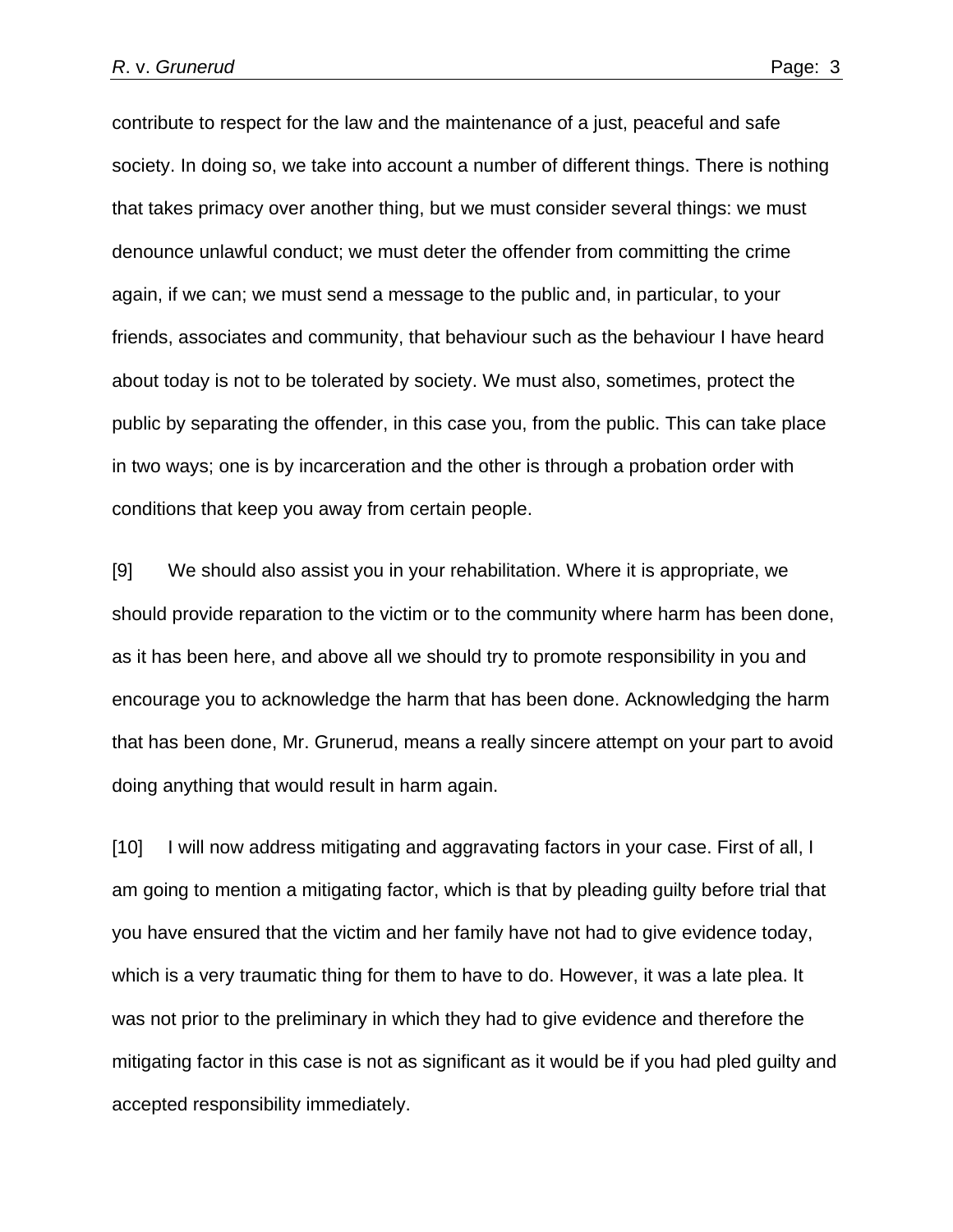contribute to respect for the law and the maintenance of a just, peaceful and safe society. In doing so, we take into account a number of different things. There is nothing that takes primacy over another thing, but we must consider several things: we must denounce unlawful conduct; we must deter the offender from committing the crime again, if we can; we must send a message to the public and, in particular, to your friends, associates and community, that behaviour such as the behaviour I have heard about today is not to be tolerated by society. We must also, sometimes, protect the public by separating the offender, in this case you, from the public. This can take place in two ways; one is by incarceration and the other is through a probation order with conditions that keep you away from certain people.

[9] We should also assist you in your rehabilitation. Where it is appropriate, we should provide reparation to the victim or to the community where harm has been done, as it has been here, and above all we should try to promote responsibility in you and encourage you to acknowledge the harm that has been done. Acknowledging the harm that has been done, Mr. Grunerud, means a really sincere attempt on your part to avoid doing anything that would result in harm again.

[10] I will now address mitigating and aggravating factors in your case. First of all, I am going to mention a mitigating factor, which is that by pleading guilty before trial that you have ensured that the victim and her family have not had to give evidence today, which is a very traumatic thing for them to have to do. However, it was a late plea. It was not prior to the preliminary in which they had to give evidence and therefore the mitigating factor in this case is not as significant as it would be if you had pled guilty and accepted responsibility immediately.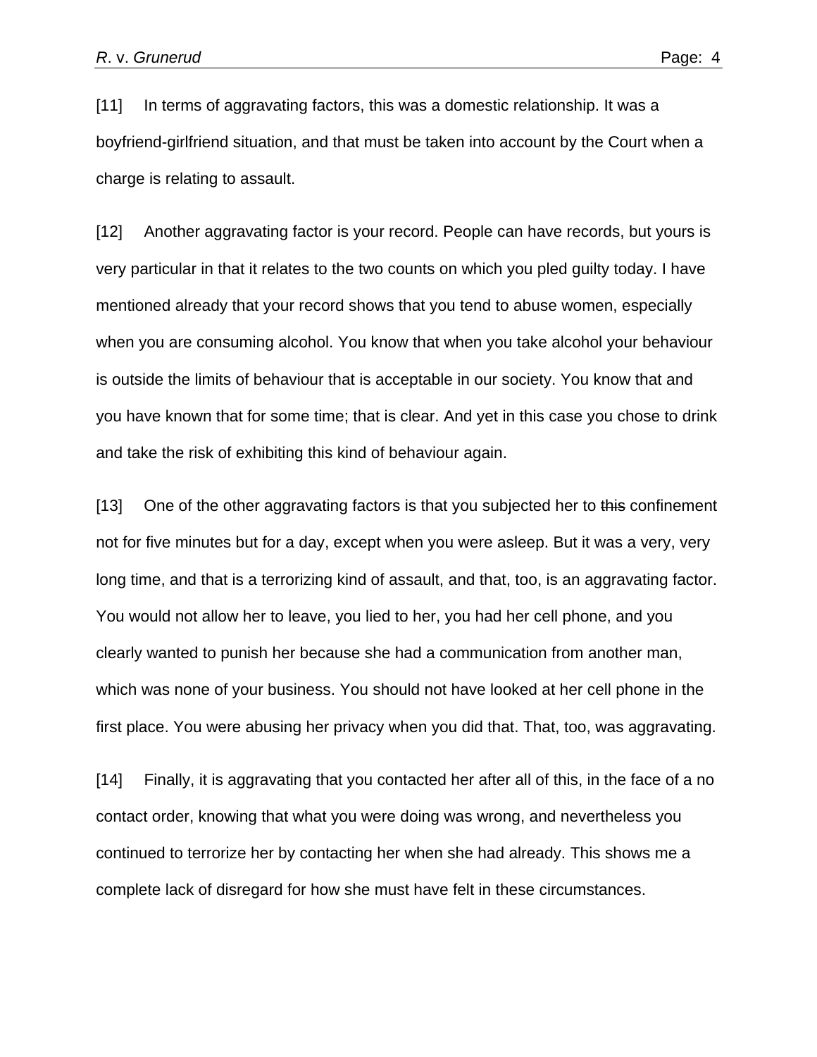[11] In terms of aggravating factors, this was a domestic relationship. It was a boyfriend-girlfriend situation, and that must be taken into account by the Court when a charge is relating to assault.

[12] Another aggravating factor is your record. People can have records, but yours is very particular in that it relates to the two counts on which you pled guilty today. I have mentioned already that your record shows that you tend to abuse women, especially when you are consuming alcohol. You know that when you take alcohol your behaviour is outside the limits of behaviour that is acceptable in our society. You know that and you have known that for some time; that is clear. And yet in this case you chose to drink and take the risk of exhibiting this kind of behaviour again.

[13] One of the other aggravating factors is that you subjected her to ~~this~~ confinement not for five minutes but for a day, except when you were asleep. But it was a very, very long time, and that is a terrorizing kind of assault, and that, too, is an aggravating factor. You would not allow her to leave, you lied to her, you had her cell phone, and you clearly wanted to punish her because she had a communication from another man, which was none of your business. You should not have looked at her cell phone in the first place. You were abusing her privacy when you did that. That, too, was aggravating.

[14] Finally, it is aggravating that you contacted her after all of this, in the face of a no contact order, knowing that what you were doing was wrong, and nevertheless you continued to terrorize her by contacting her when she had already. This shows me a complete lack of disregard for how she must have felt in these circumstances.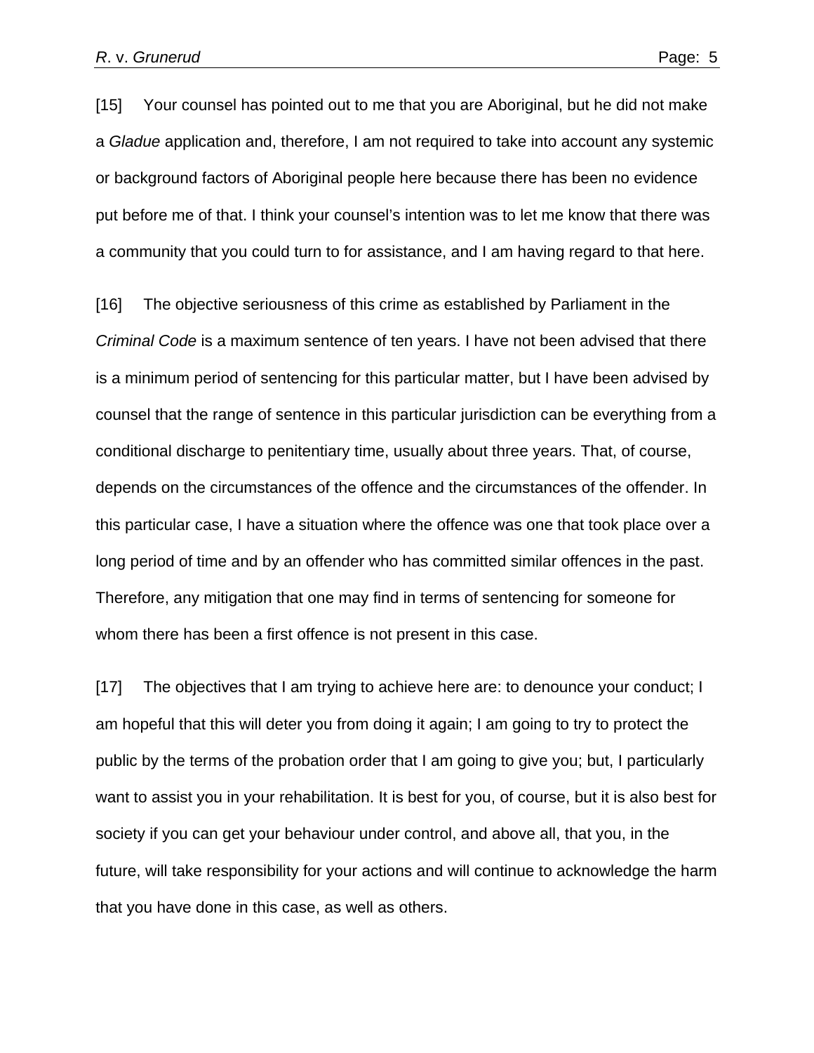[15] Your counsel has pointed out to me that you are Aboriginal, but he did not make a *Gladue* application and, therefore, I am not required to take into account any systemic or background factors of Aboriginal people here because there has been no evidence put before me of that. I think your counsel's intention was to let me know that there was a community that you could turn to for assistance, and I am having regard to that here.

[16] The objective seriousness of this crime as established by Parliament in the *Criminal Code* is a maximum sentence of ten years. I have not been advised that there is a minimum period of sentencing for this particular matter, but I have been advised by counsel that the range of sentence in this particular jurisdiction can be everything from a conditional discharge to penitentiary time, usually about three years. That, of course, depends on the circumstances of the offence and the circumstances of the offender. In this particular case, I have a situation where the offence was one that took place over a long period of time and by an offender who has committed similar offences in the past. Therefore, any mitigation that one may find in terms of sentencing for someone for whom there has been a first offence is not present in this case.

[17] The objectives that I am trying to achieve here are: to denounce your conduct; I am hopeful that this will deter you from doing it again; I am going to try to protect the public by the terms of the probation order that I am going to give you; but, I particularly want to assist you in your rehabilitation. It is best for you, of course, but it is also best for society if you can get your behaviour under control, and above all, that you, in the future, will take responsibility for your actions and will continue to acknowledge the harm that you have done in this case, as well as others.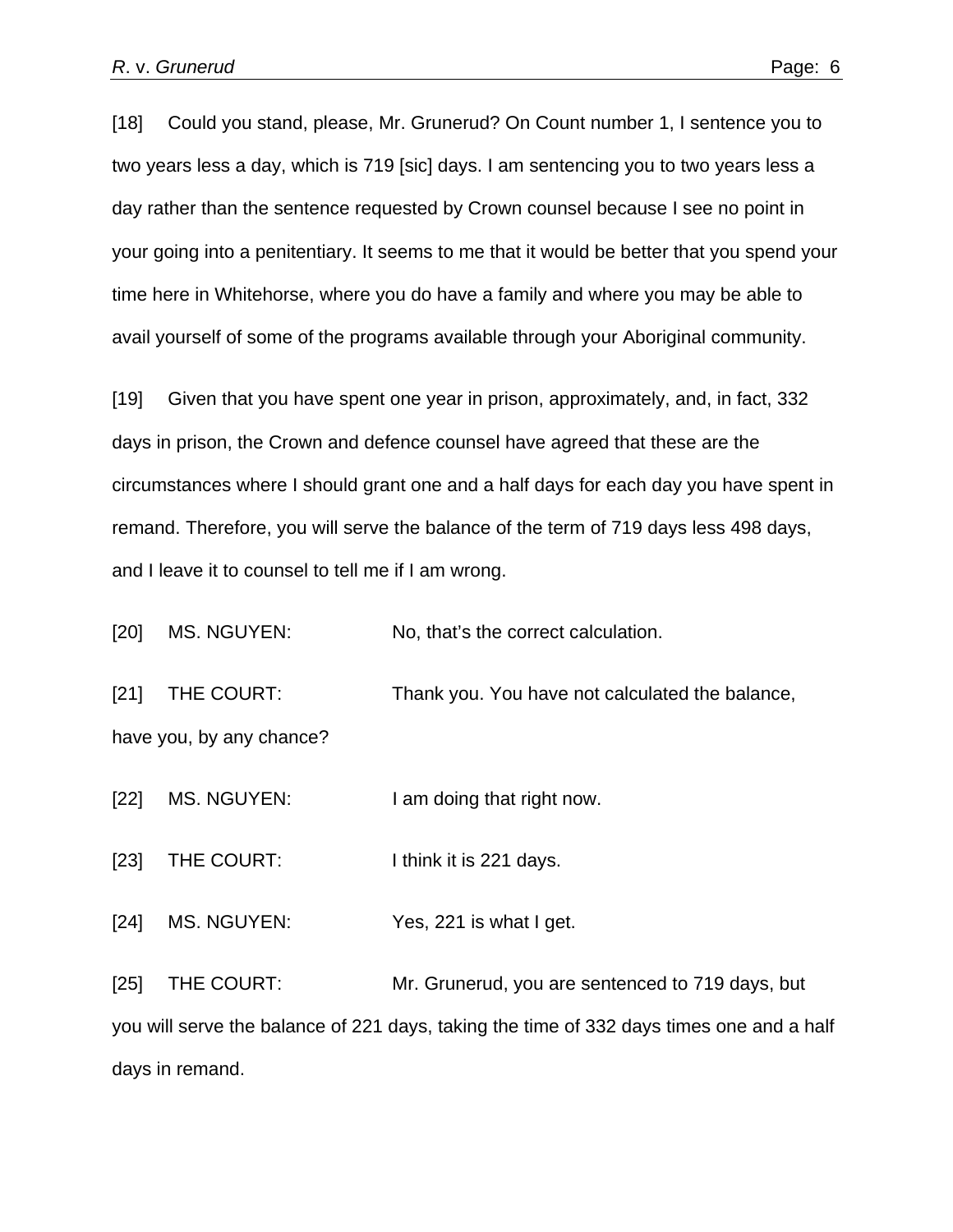[18] Could you stand, please, Mr. Grunerud? On Count number 1, I sentence you to two years less a day, which is 719 [sic] days. I am sentencing you to two years less a day rather than the sentence requested by Crown counsel because I see no point in your going into a penitentiary. It seems to me that it would be better that you spend your time here in Whitehorse, where you do have a family and where you may be able to avail yourself of some of the programs available through your Aboriginal community.

[19] Given that you have spent one year in prison, approximately, and, in fact, 332 days in prison, the Crown and defence counsel have agreed that these are the circumstances where I should grant one and a half days for each day you have spent in remand. Therefore, you will serve the balance of the term of 719 days less 498 days, and I leave it to counsel to tell me if I am wrong.

[20] MS. NGUYEN: No, that's the correct calculation.

[21] THE COURT: Thank you. You have not calculated the balance, have you, by any chance?

[22] MS. NGUYEN: I am doing that right now.

[23] THE COURT: I think it is 221 days.

[24] MS. NGUYEN: Yes, 221 is what I get.

[25] THE COURT: Mr. Grunerud, you are sentenced to 719 days, but you will serve the balance of 221 days, taking the time of 332 days times one and a half days in remand.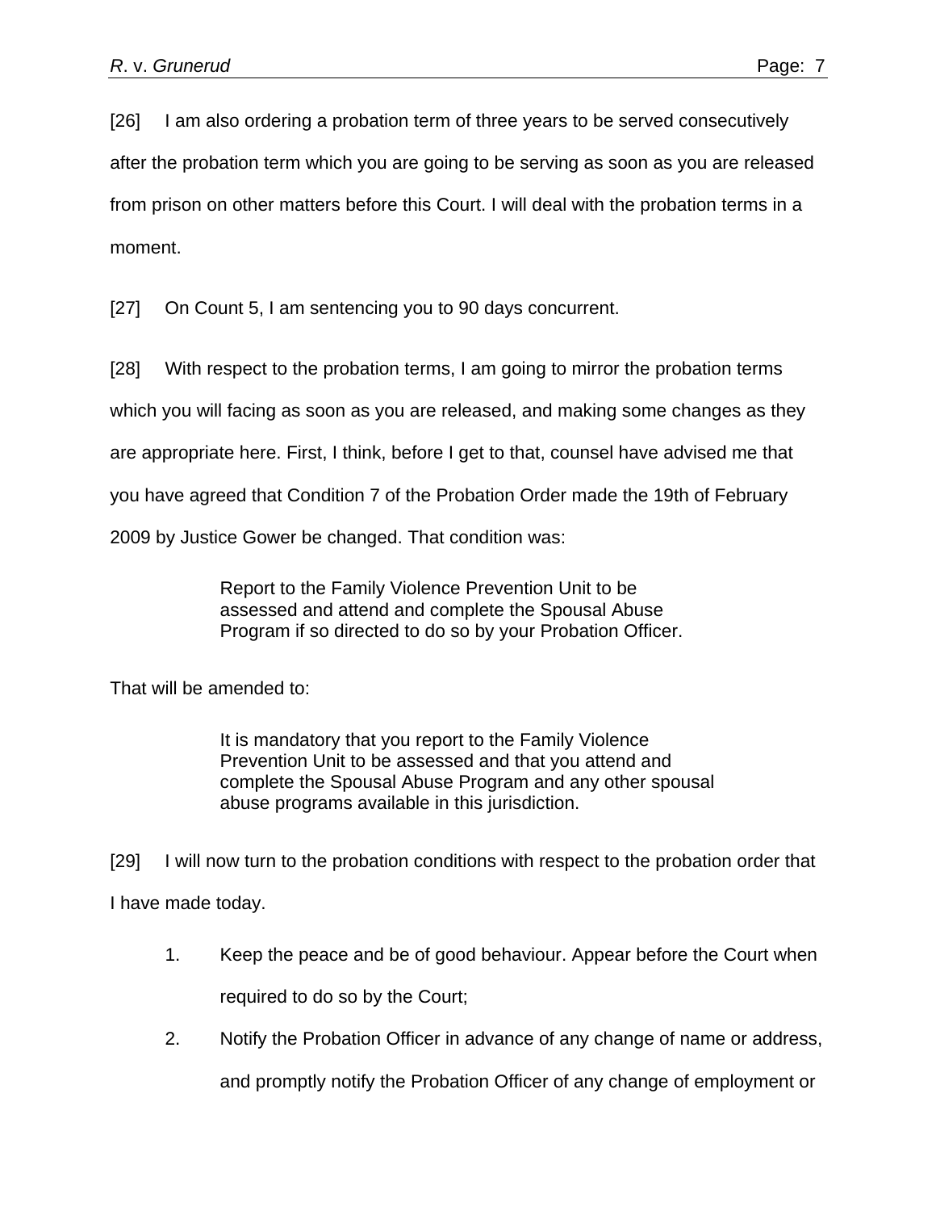[26] I am also ordering a probation term of three years to be served consecutively after the probation term which you are going to be serving as soon as you are released from prison on other matters before this Court. I will deal with the probation terms in a moment.

[27] On Count 5, I am sentencing you to 90 days concurrent.

[28] With respect to the probation terms, I am going to mirror the probation terms which you will facing as soon as you are released, and making some changes as they are appropriate here. First, I think, before I get to that, counsel have advised me that you have agreed that Condition 7 of the Probation Order made the 19th of February 2009 by Justice Gower be changed. That condition was:

> Report to the Family Violence Prevention Unit to be assessed and attend and complete the Spousal Abuse Program if so directed to do so by your Probation Officer.

That will be amended to:

> It is mandatory that you report to the Family Violence Prevention Unit to be assessed and that you attend and complete the Spousal Abuse Program and any other spousal abuse programs available in this jurisdiction.

[29] I will now turn to the probation conditions with respect to the probation order that I have made today.

1. Keep the peace and be of good behaviour. Appear before the Court when required to do so by the Court;
2. Notify the Probation Officer in advance of any change of name or address, and promptly notify the Probation Officer of any change of employment or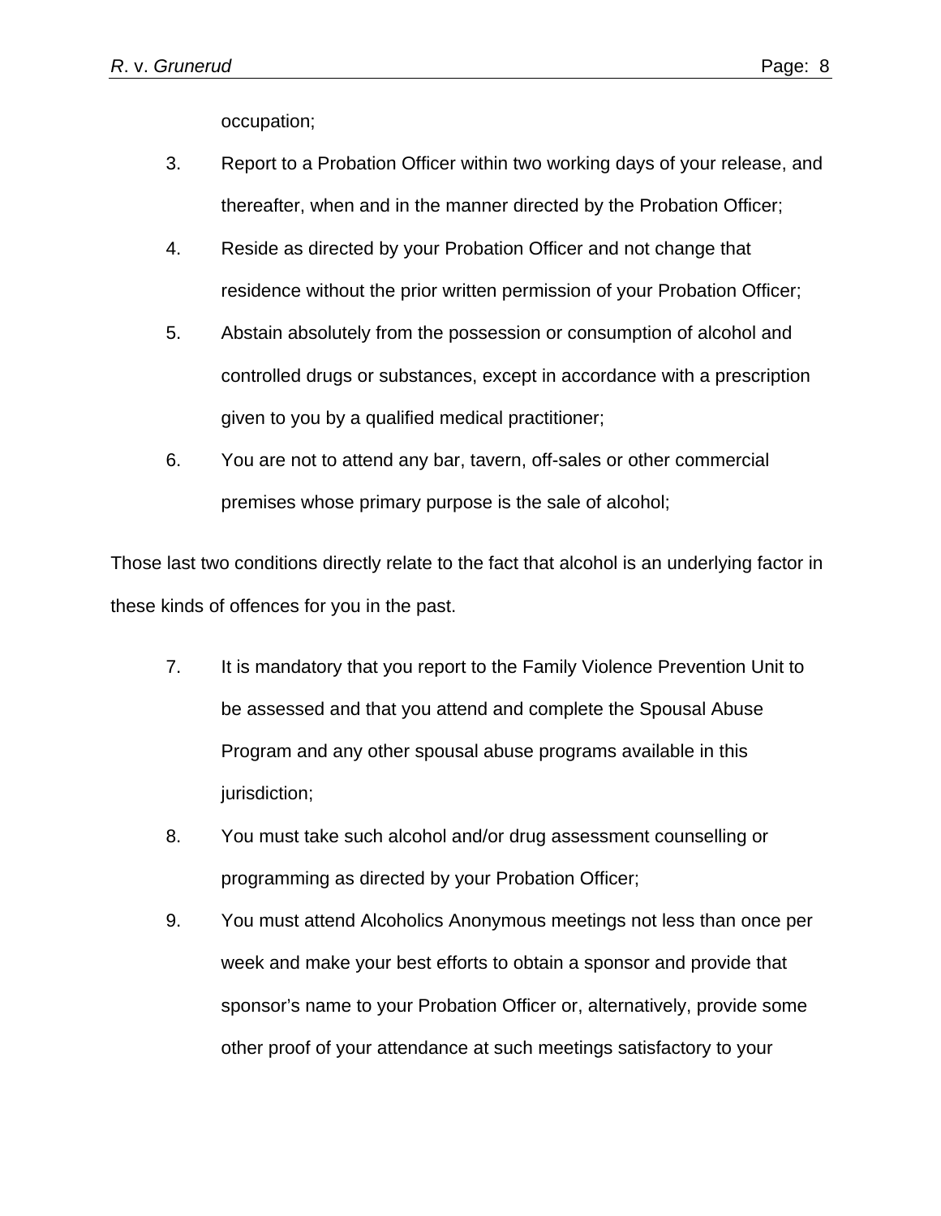occupation;

3. Report to a Probation Officer within two working days of your release, and thereafter, when and in the manner directed by the Probation Officer;
4. Reside as directed by your Probation Officer and not change that residence without the prior written permission of your Probation Officer;
5. Abstain absolutely from the possession or consumption of alcohol and controlled drugs or substances, except in accordance with a prescription given to you by a qualified medical practitioner;
6. You are not to attend any bar, tavern, off-sales or other commercial premises whose primary purpose is the sale of alcohol;

Those last two conditions directly relate to the fact that alcohol is an underlying factor in these kinds of offences for you in the past.

7. It is mandatory that you report to the Family Violence Prevention Unit to be assessed and that you attend and complete the Spousal Abuse Program and any other spousal abuse programs available in this jurisdiction;
8. You must take such alcohol and/or drug assessment counselling or programming as directed by your Probation Officer;
9. You must attend Alcoholics Anonymous meetings not less than once per week and make your best efforts to obtain a sponsor and provide that sponsor's name to your Probation Officer or, alternatively, provide some other proof of your attendance at such meetings satisfactory to your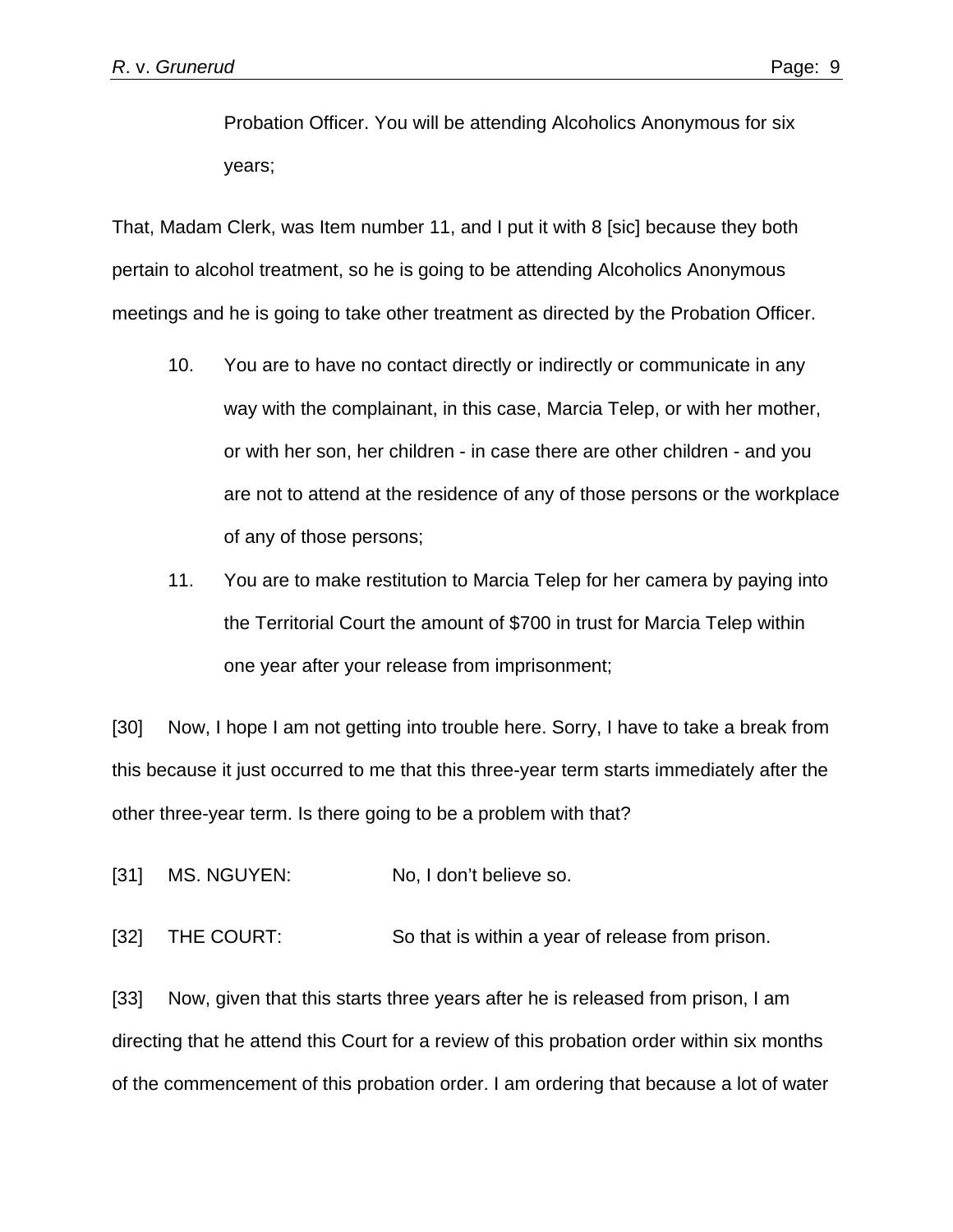Probation Officer. You will be attending Alcoholics Anonymous for six years;

That, Madam Clerk, was Item number 11, and I put it with 8 [sic] because they both pertain to alcohol treatment, so he is going to be attending Alcoholics Anonymous meetings and he is going to take other treatment as directed by the Probation Officer.

10. You are to have no contact directly or indirectly or communicate in any way with the complainant, in this case, Marcia Telep, or with her mother, or with her son, her children - in case there are other children - and you are not to attend at the residence of any of those persons or the workplace of any of those persons;

11. You are to make restitution to Marcia Telep for her camera by paying into the Territorial Court the amount of $700 in trust for Marcia Telep within one year after your release from imprisonment;

[30] Now, I hope I am not getting into trouble here. Sorry, I have to take a break from this because it just occurred to me that this three-year term starts immediately after the other three-year term. Is there going to be a problem with that?

[31] MS. NGUYEN: No, I don't believe so.

[32] THE COURT: So that is within a year of release from prison.

[33] Now, given that this starts three years after he is released from prison, I am directing that he attend this Court for a review of this probation order within six months of the commencement of this probation order. I am ordering that because a lot of water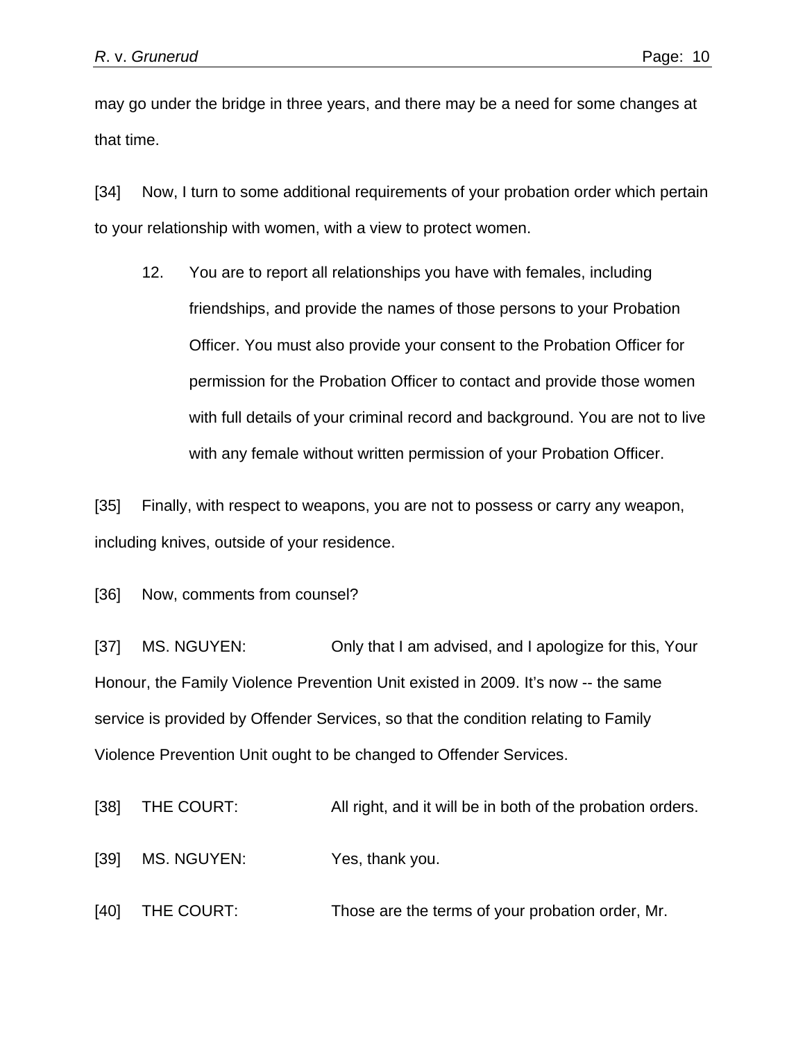may go under the bridge in three years, and there may be a need for some changes at that time.

[34] Now, I turn to some additional requirements of your probation order which pertain to your relationship with women, with a view to protect women.

> 12. You are to report all relationships you have with females, including friendships, and provide the names of those persons to your Probation Officer. You must also provide your consent to the Probation Officer for permission for the Probation Officer to contact and provide those women with full details of your criminal record and background. You are not to live with any female without written permission of your Probation Officer.

[35] Finally, with respect to weapons, you are not to possess or carry any weapon, including knives, outside of your residence.

[36] Now, comments from counsel?

[37] MS. NGUYEN: Only that I am advised, and I apologize for this, Your Honour, the Family Violence Prevention Unit existed in 2009. It's now -- the same service is provided by Offender Services, so that the condition relating to Family Violence Prevention Unit ought to be changed to Offender Services.

[38] THE COURT: All right, and it will be in both of the probation orders.

[39] MS. NGUYEN: Yes, thank you.

[40] THE COURT: Those are the terms of your probation order, Mr.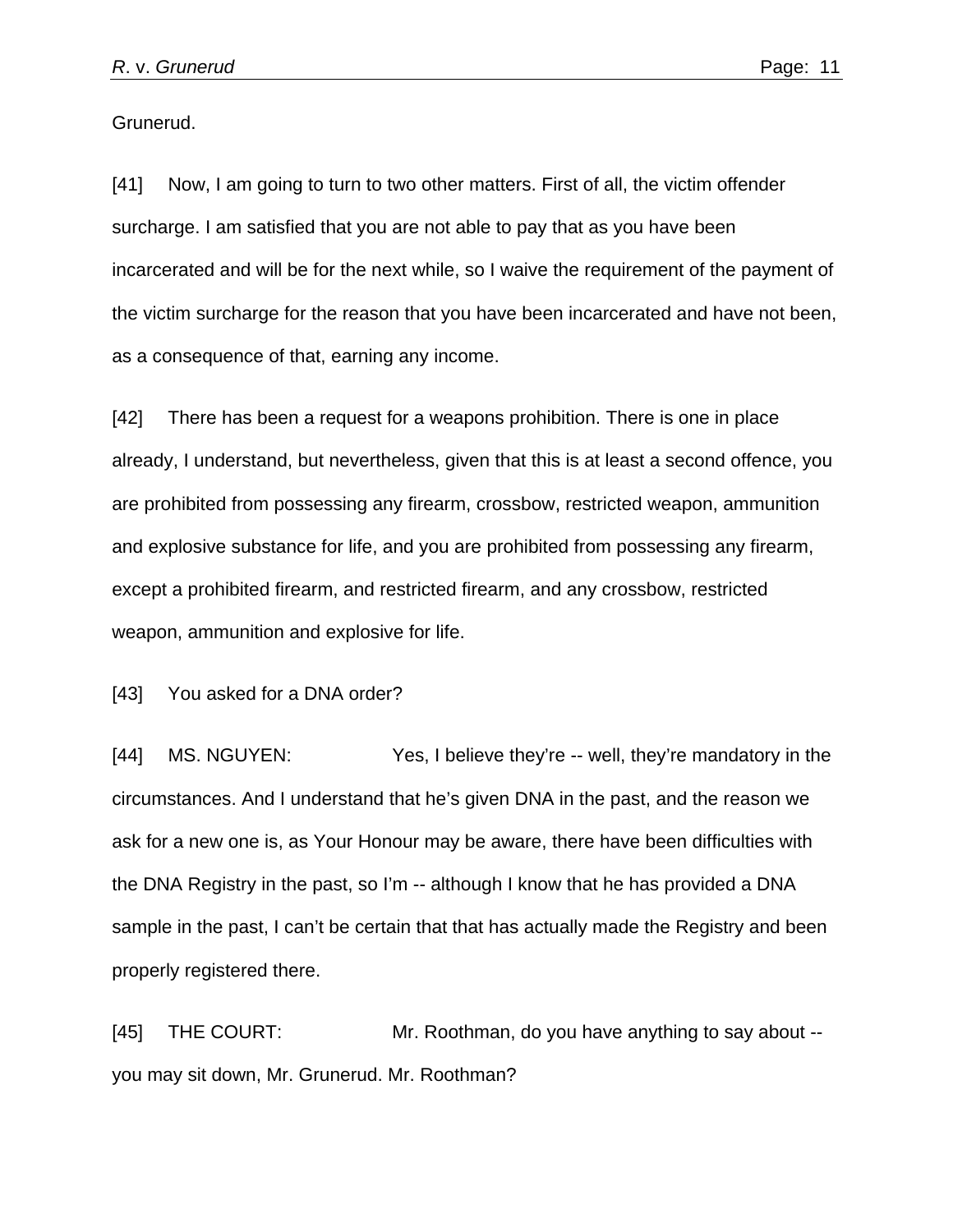Grunerud.

[41] Now, I am going to turn to two other matters. First of all, the victim offender surcharge. I am satisfied that you are not able to pay that as you have been incarcerated and will be for the next while, so I waive the requirement of the payment of the victim surcharge for the reason that you have been incarcerated and have not been, as a consequence of that, earning any income.

[42] There has been a request for a weapons prohibition. There is one in place already, I understand, but nevertheless, given that this is at least a second offence, you are prohibited from possessing any firearm, crossbow, restricted weapon, ammunition and explosive substance for life, and you are prohibited from possessing any firearm, except a prohibited firearm, and restricted firearm, and any crossbow, restricted weapon, ammunition and explosive for life.

[43] You asked for a DNA order?

[44] MS. NGUYEN: Yes, I believe they're -- well, they're mandatory in the circumstances. And I understand that he's given DNA in the past, and the reason we ask for a new one is, as Your Honour may be aware, there have been difficulties with the DNA Registry in the past, so I'm -- although I know that he has provided a DNA sample in the past, I can't be certain that that has actually made the Registry and been properly registered there.

[45] THE COURT: Mr. Roothman, do you have anything to say about -- you may sit down, Mr. Grunerud. Mr. Roothman?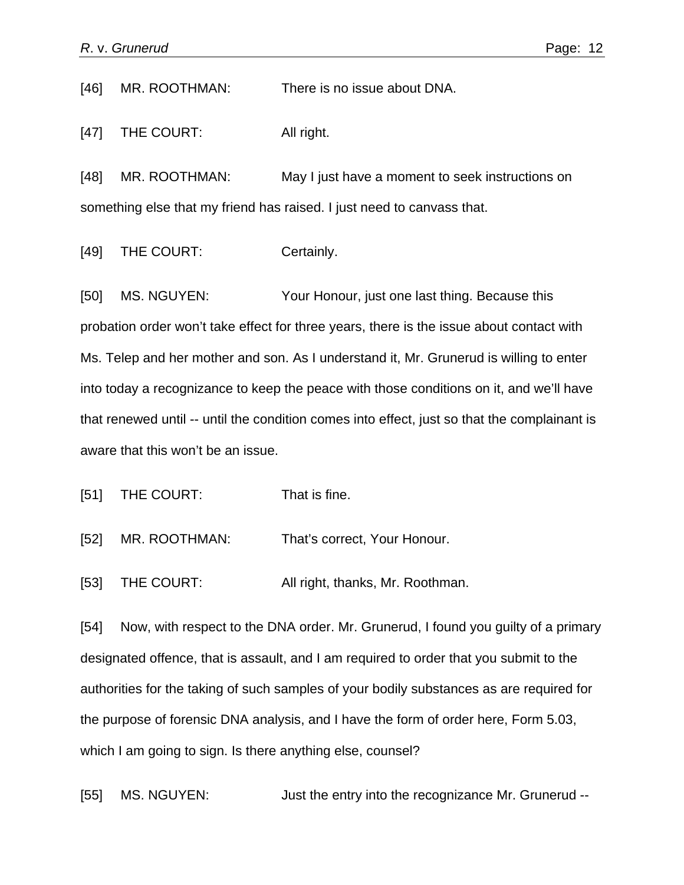[46] MR. ROOTHMAN: There is no issue about DNA.

[47] THE COURT: All right.

[48] MR. ROOTHMAN: May I just have a moment to seek instructions on something else that my friend has raised. I just need to canvass that.

[49] THE COURT: Certainly.

[50] MS. NGUYEN: Your Honour, just one last thing. Because this probation order won't take effect for three years, there is the issue about contact with Ms. Telep and her mother and son. As I understand it, Mr. Grunerud is willing to enter into today a recognizance to keep the peace with those conditions on it, and we'll have that renewed until -- until the condition comes into effect, just so that the complainant is aware that this won't be an issue.

[51] THE COURT: That is fine.

[52] MR. ROOTHMAN: That's correct, Your Honour.

[53] THE COURT: All right, thanks, Mr. Roothman.

[54] Now, with respect to the DNA order. Mr. Grunerud, I found you guilty of a primary designated offence, that is assault, and I am required to order that you submit to the authorities for the taking of such samples of your bodily substances as are required for the purpose of forensic DNA analysis, and I have the form of order here, Form 5.03, which I am going to sign. Is there anything else, counsel?

[55] MS. NGUYEN: Just the entry into the recognizance Mr. Grunerud --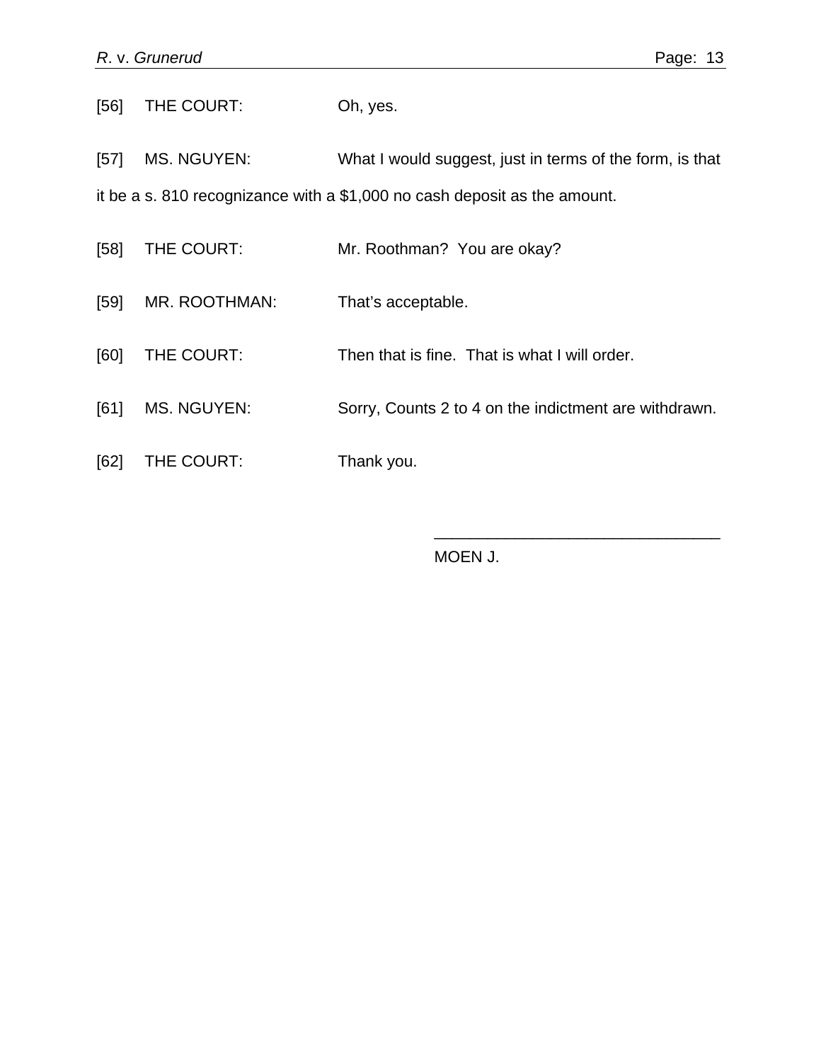[56] THE COURT: Oh, yes.

[57] MS. NGUYEN: What I would suggest, just in terms of the form, is that it be a s. 810 recognizance with a $1,000 no cash deposit as the amount.

[58] THE COURT: Mr. Roothman? You are okay?

[59] MR. ROOTHMAN: That's acceptable.

[60] THE COURT: Then that is fine. That is what I will order.

[61] MS. NGUYEN: Sorry, Counts 2 to 4 on the indictment are withdrawn.

[62] THE COURT: Thank you.

\_\_\_\_\_\_\_\_\_\_\_\_\_\_\_\_\_\_\_\_\_\_\_\_\_\_\_\_\_\_\_\_

MOEN J.